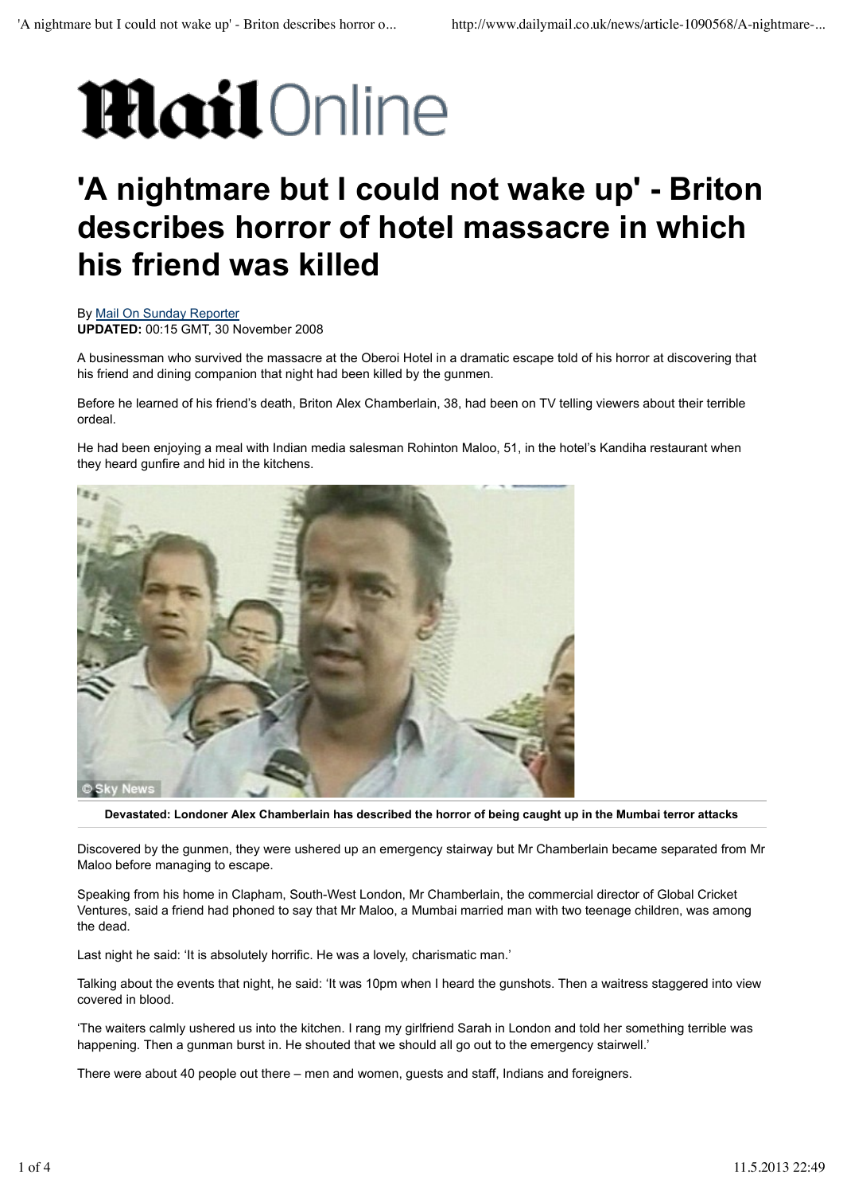# Mail Online

# 'A nightmare but I could not wake up' - Briton describes horror of hotel massacre in which his friend was killed

By Mail On Sunday Reporter
**UPDATED:** 00:15 GMT, 30 November 2008

A businessman who survived the massacre at the Oberoi Hotel in a dramatic escape told of his horror at discovering that his friend and dining companion that night had been killed by the gunmen.

Before he learned of his friend's death, Briton Alex Chamberlain, 38, had been on TV telling viewers about their terrible ordeal.

He had been enjoying a meal with Indian media salesman Rohinton Maloo, 51, in the hotel's Kandiha restaurant when they heard gunfire and hid in the kitchens.

**Devastated: Londoner Alex Chamberlain has described the horror of being caught up in the Mumbai terror attacks**

Discovered by the gunmen, they were ushered up an emergency stairway but Mr Chamberlain became separated from Mr Maloo before managing to escape.

Speaking from his home in Clapham, South-West London, Mr Chamberlain, the commercial director of Global Cricket Ventures, said a friend had phoned to say that Mr Maloo, a Mumbai married man with two teenage children, was among the dead.

Last night he said: 'It is absolutely horrific. He was a lovely, charismatic man.'

Talking about the events that night, he said: 'It was 10pm when I heard the gunshots. Then a waitress staggered into view covered in blood.

'The waiters calmly ushered us into the kitchen. I rang my girlfriend Sarah in London and told her something terrible was happening. Then a gunman burst in. He shouted that we should all go out to the emergency stairwell.'

There were about 40 people out there – men and women, guests and staff, Indians and foreigners.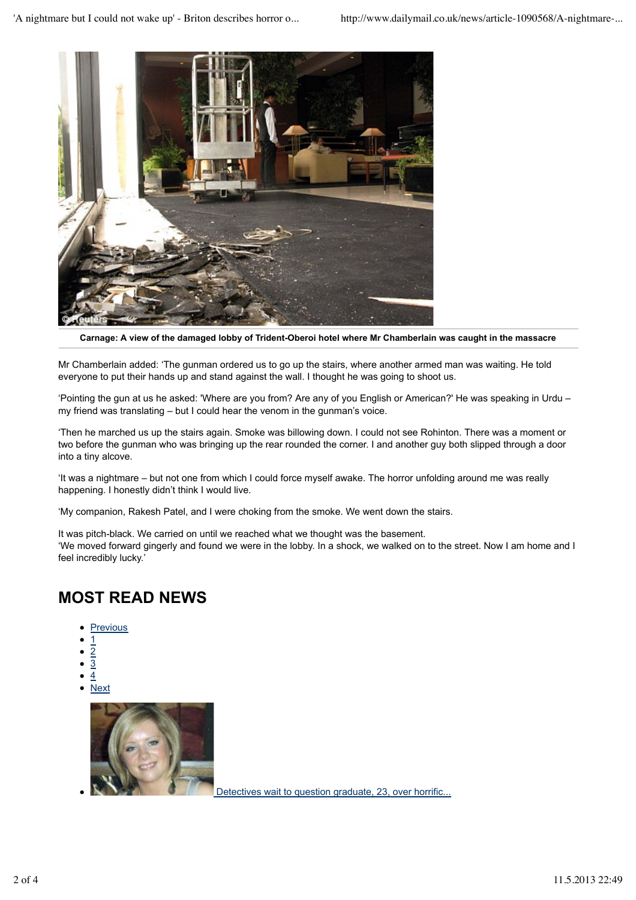Carnage: A view of the damaged lobby of Trident-Oberoi hotel where Mr Chamberlain was caught in the massacre

Mr Chamberlain added: 'The gunman ordered us to go up the stairs, where another armed man was waiting. He told everyone to put their hands up and stand against the wall. I thought he was going to shoot us.

'Pointing the gun at us he asked: 'Where are you from? Are any of you English or American?' He was speaking in Urdu – my friend was translating – but I could hear the venom in the gunman's voice.

'Then he marched us up the stairs again. Smoke was billowing down. I could not see Rohinton. There was a moment or two before the gunman who was bringing up the rear rounded the corner. I and another guy both slipped through a door into a tiny alcove.

'It was a nightmare – but not one from which I could force myself awake. The horror unfolding around me was really happening. I honestly didn't think I would live.

'My companion, Rakesh Patel, and I were choking from the smoke. We went down the stairs.

It was pitch-black. We carried on until we reached what we thought was the basement.
'We moved forward gingerly and found we were in the lobby. In a shock, we walked on to the street. Now I am home and I feel incredibly lucky.'

## MOST READ NEWS

- Previous
- 1
- 2
- 3
- 4
- Next

- Detectives wait to question graduate, 23, over horrific...